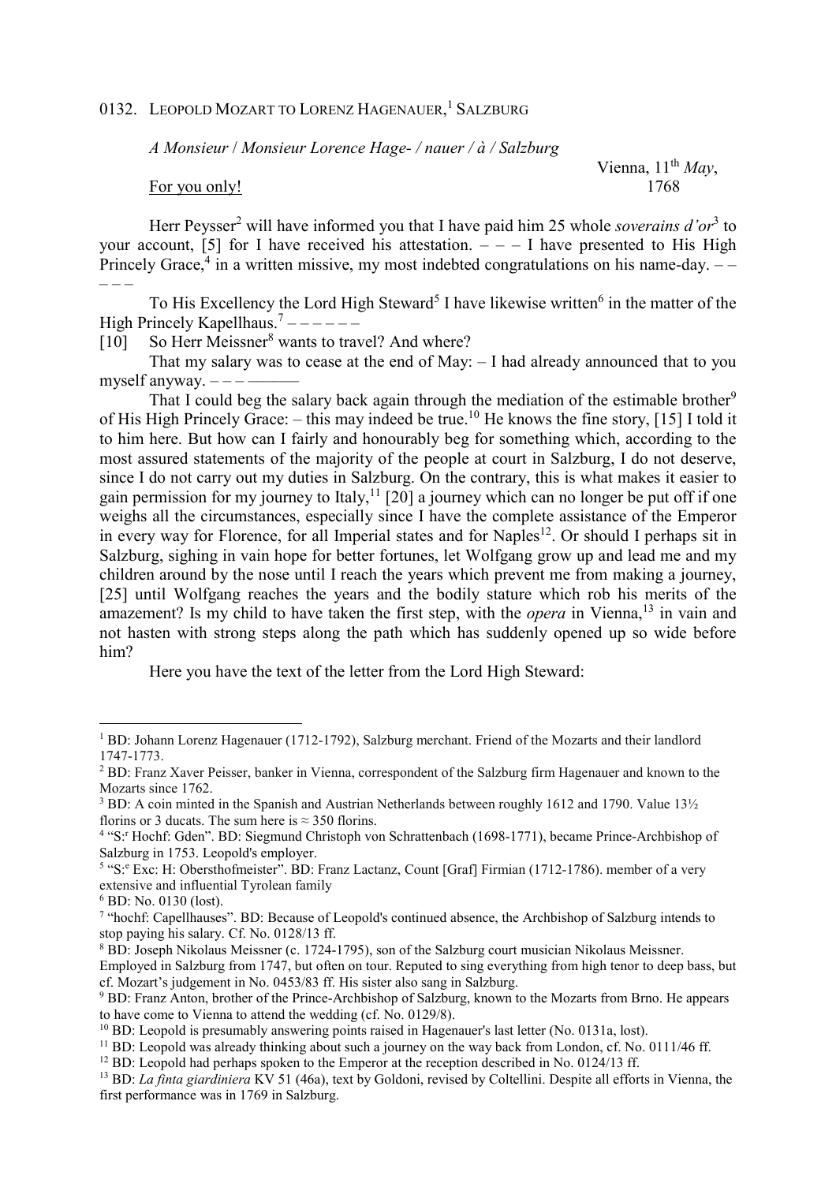# 0132. Leopold Mozart to Lorenz Hagenauer,[1] Salzburg

*A Monsieur / Monsieur Lorence Hage- / nauer / à / Salzburg*

For you only!

Vienna, 11th *May*, 1768

Herr Peysser[2] will have informed you that I have paid him 25 whole *soverains d'or*[3] to your account, [5] for I have received his attestation. – – – I have presented to His High Princely Grace,[4] in a written missive, my most indebted congratulations on his name-day. – – – – –

To His Excellency the Lord High Steward[5] I have likewise written[6] in the matter of the High Princely Kapellhaus.[7] – – – – – –

[10] So Herr Meissner[8] wants to travel? And where?

That my salary was to cease at the end of May: – I had already announced that to you myself anyway. – – – ———

That I could beg the salary back again through the mediation of the estimable brother[9] of His High Princely Grace: – this may indeed be true.[10] He knows the fine story, [15] I told it to him here. But how can I fairly and honourably beg for something which, according to the most assured statements of the majority of the people at court in Salzburg, I do not deserve, since I do not carry out my duties in Salzburg. On the contrary, this is what makes it easier to gain permission for my journey to Italy,[11] [20] a journey which can no longer be put off if one weighs all the circumstances, especially since I have the complete assistance of the Emperor in every way for Florence, for all Imperial states and for Naples[12]. Or should I perhaps sit in Salzburg, sighing in vain hope for better fortunes, let Wolfgang grow up and lead me and my children around by the nose until I reach the years which prevent me from making a journey, [25] until Wolfgang reaches the years and the bodily stature which rob his merits of the amazement? Is my child to have taken the first step, with the *opera* in Vienna,[13] in vain and not hasten with strong steps along the path which has suddenly opened up so wide before him?

Here you have the text of the letter from the Lord High Steward:

---

[1] BD: Johann Lorenz Hagenauer (1712-1792), Salzburg merchant. Friend of the Mozarts and their landlord 1747-1773.

[2] BD: Franz Xaver Peisser, banker in Vienna, correspondent of the Salzburg firm Hagenauer and known to the Mozarts since 1762.

[3] BD: A coin minted in the Spanish and Austrian Netherlands between roughly 1612 and 1790. Value 13½ florins or 3 ducats. The sum here is ≈ 350 florins.

[4] "S:r Hochf: Gden". BD: Siegmund Christoph von Schrattenbach (1698-1771), became Prince-Archbishop of Salzburg in 1753. Leopold's employer.

[5] "S:e Exc: H: Obersthofmeister". BD: Franz Lactanz, Count [Graf] Firmian (1712-1786). member of a very extensive and influential Tyrolean family

[6] BD: No. 0130 (lost).

[7] "hochf: Capellhauses". BD: Because of Leopold's continued absence, the Archbishop of Salzburg intends to stop paying his salary. Cf. No. 0128/13 ff.

[8] BD: Joseph Nikolaus Meissner (c. 1724-1795), son of the Salzburg court musician Nikolaus Meissner. Employed in Salzburg from 1747, but often on tour. Reputed to sing everything from high tenor to deep bass, but cf. Mozart's judgement in No. 0453/83 ff. His sister also sang in Salzburg.

[9] BD: Franz Anton, brother of the Prince-Archbishop of Salzburg, known to the Mozarts from Brno. He appears to have come to Vienna to attend the wedding (cf. No. 0129/8).

[10] BD: Leopold is presumably answering points raised in Hagenauer's last letter (No. 0131a, lost).

[11] BD: Leopold was already thinking about such a journey on the way back from London, cf. No. 0111/46 ff.

[12] BD: Leopold had perhaps spoken to the Emperor at the reception described in No. 0124/13 ff.

[13] BD: *La finta giardiniera* KV 51 (46a), text by Goldoni, revised by Coltellini. Despite all efforts in Vienna, the first performance was in 1769 in Salzburg.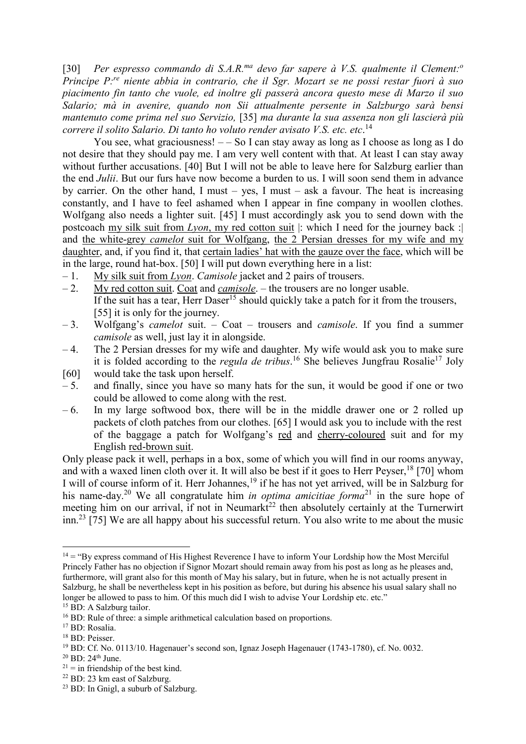[30] *Per espresso commando di S.A.R.ma devo far sapere à V.S. qualmente il Clement:o Principe P:re niente abbia in contrario, che il Sgr. Mozart se ne possi restar fuori à suo piacimento fin tanto che vuole, ed inoltre gli passerà ancora questo mese di Marzo il suo Salario; mà in avenire, quando non Sii attualmente persente in Salzburgo sarà bensi mantenuto come prima nel suo Servizio,* [35] *ma durante la sua assenza non gli lascierà più correre il solito Salario. Di tanto ho voluto render avisato V.S. etc. etc*.[14]

You see, what graciousness! – – So I can stay away as long as I choose as long as I do not desire that they should pay me. I am very well content with that. At least I can stay away without further accusations. [40] But I will not be able to leave here for Salzburg earlier than the end *Julii*. But our furs have now become a burden to us. I will soon send them in advance by carrier. On the other hand, I must – yes, I must – ask a favour. The heat is increasing constantly, and I have to feel ashamed when I appear in fine company in woollen clothes. Wolfgang also needs a lighter suit. [45] I must accordingly ask you to send down with the postcoach <u>my silk suit from *Lyon*</u>, <u>my red cotton suit</u> |: which I need for the journey back :| and <u>the white-grey *camelot* suit for Wolfgang</u>, <u>the 2 Persian dresses for my wife and my daughter</u>, and, if you find it, that <u>certain ladies' hat with the gauze over the face</u>, which will be in the large, round hat-box. [50] I will put down everything here in a list:

– 1. <u>My silk suit from *Lyon*</u>. *Camisole* jacket and 2 pairs of trousers.

– 2. <u>My red cotton suit</u>. <u>Coat</u> and <u>*camisole*</u>. – the trousers are no longer usable. If the suit has a tear, Herr Daser[15] should quickly take a patch for it from the trousers, [55] it is only for the journey.

– 3. Wolfgang's *camelot* suit. – Coat – trousers and *camisole*. If you find a summer *camisole* as well, just lay it in alongside.

– 4. The 2 Persian dresses for my wife and daughter. My wife would ask you to make sure it is folded according to the *regula de tribus*.[16] She believes Jungfrau Rosalie[17] Joly [60] would take the task upon herself.

– 5. and finally, since you have so many hats for the sun, it would be good if one or two could be allowed to come along with the rest.

– 6. In my large softwood box, there will be in the middle drawer one or 2 rolled up packets of cloth patches from our clothes. [65] I would ask you to include with the rest of the baggage a patch for Wolfgang's <u>red</u> and <u>cherry-coloured</u> suit and for my English <u>red-brown suit</u>.

Only please pack it well, perhaps in a box, some of which you will find in our rooms anyway, and with a waxed linen cloth over it. It will also be best if it goes to Herr Peyser,[18] [70] whom I will of course inform of it. Herr Johannes,[19] if he has not yet arrived, will be in Salzburg for his name-day.[20] We all congratulate him *in optima amicitiae forma*[21] in the sure hope of meeting him on our arrival, if not in Neumarkt[22] then absolutely certainly at the Turnerwirt inn.[23] [75] We are all happy about his successful return. You also write to me about the music

---

[14] = "By express command of His Highest Reverence I have to inform Your Lordship how the Most Merciful Princely Father has no objection if Signor Mozart should remain away from his post as long as he pleases and, furthermore, will grant also for this month of May his salary, but in future, when he is not actually present in Salzburg, he shall be nevertheless kept in his position as before, but during his absence his usual salary shall no longer be allowed to pass to him. Of this much did I wish to advise Your Lordship etc. etc."

[15] BD: A Salzburg tailor.

[16] BD: Rule of three: a simple arithmetical calculation based on proportions.

[17] BD: Rosalia.

[18] BD: Peisser.

[19] BD: Cf. No. 0113/10. Hagenauer's second son, Ignaz Joseph Hagenauer (1743-1780), cf. No. 0032.

[20] BD: 24th June.

[21] = in friendship of the best kind.

[22] BD: 23 km east of Salzburg.

[23] BD: In Gnigl, a suburb of Salzburg.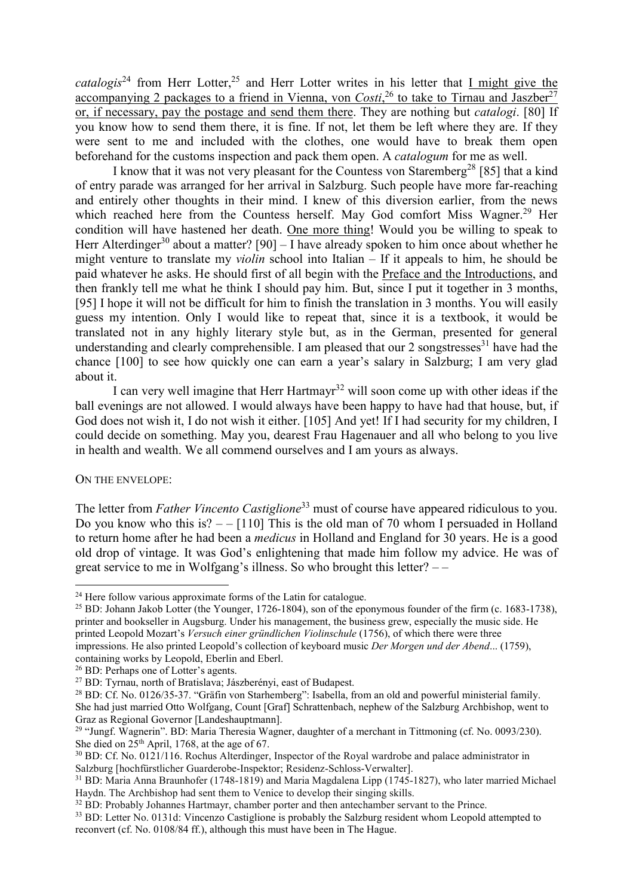*catalogis*[24] from Herr Lotter,[25] and Herr Lotter writes in his letter that <u>I might give the accompanying 2 packages to a friend in Vienna, von *Costi*,[26] to take to Tirnau and Jaszber[27] or, if necessary, pay the postage and send them there</u>. They are nothing but *catalogi*. [80] If you know how to send them there, it is fine. If not, let them be left where they are. If they were sent to me and included with the clothes, one would have to break them open beforehand for the customs inspection and pack them open. A *catalogum* for me as well.

I know that it was not very pleasant for the Countess von Staremberg[28] [85] that a kind of entry parade was arranged for her arrival in Salzburg. Such people have more far-reaching and entirely other thoughts in their mind. I knew of this diversion earlier, from the news which reached here from the Countess herself. May God comfort Miss Wagner.[29] Her condition will have hastened her death. <u>One more thing</u>! Would you be willing to speak to Herr Alterdinger[30] about a matter? [90] – I have already spoken to him once about whether he might venture to translate my *violin* school into Italian – If it appeals to him, he should be paid whatever he asks. He should first of all begin with the <u>Preface and the Introductions</u>, and then frankly tell me what he think I should pay him. But, since I put it together in 3 months, [95] I hope it will not be difficult for him to finish the translation in 3 months. You will easily guess my intention. Only I would like to repeat that, since it is a textbook, it would be translated not in any highly literary style but, as in the German, presented for general understanding and clearly comprehensible. I am pleased that our 2 songstresses[31] have had the chance [100] to see how quickly one can earn a year's salary in Salzburg; I am very glad about it.

I can very well imagine that Herr Hartmayr[32] will soon come up with other ideas if the ball evenings are not allowed. I would always have been happy to have had that house, but, if God does not wish it, I do not wish it either. [105] And yet! If I had security for my children, I could decide on something. May you, dearest Frau Hagenauer and all who belong to you live in health and wealth. We all commend ourselves and I am yours as always.

ON THE ENVELOPE:

The letter from *Father Vincento Castiglione*[33] must of course have appeared ridiculous to you. Do you know who this is? – – [110] This is the old man of 70 whom I persuaded in Holland to return home after he had been a *medicus* in Holland and England for 30 years. He is a good old drop of vintage. It was God's enlightening that made him follow my advice. He was of great service to me in Wolfgang's illness. So who brought this letter? – –

---

[24] Here follow various approximate forms of the Latin for catalogue.

[25] BD: Johann Jakob Lotter (the Younger, 1726-1804), son of the eponymous founder of the firm (c. 1683-1738), printer and bookseller in Augsburg. Under his management, the business grew, especially the music side. He printed Leopold Mozart's *Versuch einer gründlichen Violinschule* (1756), of which there were three impressions. He also printed Leopold's collection of keyboard music *Der Morgen und der Abend*... (1759), containing works by Leopold, Eberlin and Eberl.

[26] BD: Perhaps one of Lotter's agents.

[27] BD: Tyrnau, north of Bratislava; Jászberényi, east of Budapest.

[28] BD: Cf. No. 0126/35-37. "Gräfin von Starhemberg": Isabella, from an old and powerful ministerial family. She had just married Otto Wolfgang, Count [Graf] Schrattenbach, nephew of the Salzburg Archbishop, went to Graz as Regional Governor [Landeshauptmann].

[29] "Jungf. Wagnerin". BD: Maria Theresia Wagner, daughter of a merchant in Tittmoning (cf. No. 0093/230). She died on 25th April, 1768, at the age of 67.

[30] BD: Cf. No. 0121/116. Rochus Alterdinger, Inspector of the Royal wardrobe and palace administrator in Salzburg [hochfürstlicher Guarderobe-Inspektor; Residenz-Schloss-Verwalter].

[31] BD: Maria Anna Braunhofer (1748-1819) and Maria Magdalena Lipp (1745-1827), who later married Michael Haydn. The Archbishop had sent them to Venice to develop their singing skills.

[32] BD: Probably Johannes Hartmayr, chamber porter and then antechamber servant to the Prince.

[33] BD: Letter No. 0131d: Vincenzo Castiglione is probably the Salzburg resident whom Leopold attempted to reconvert (cf. No. 0108/84 ff.), although this must have been in The Hague.